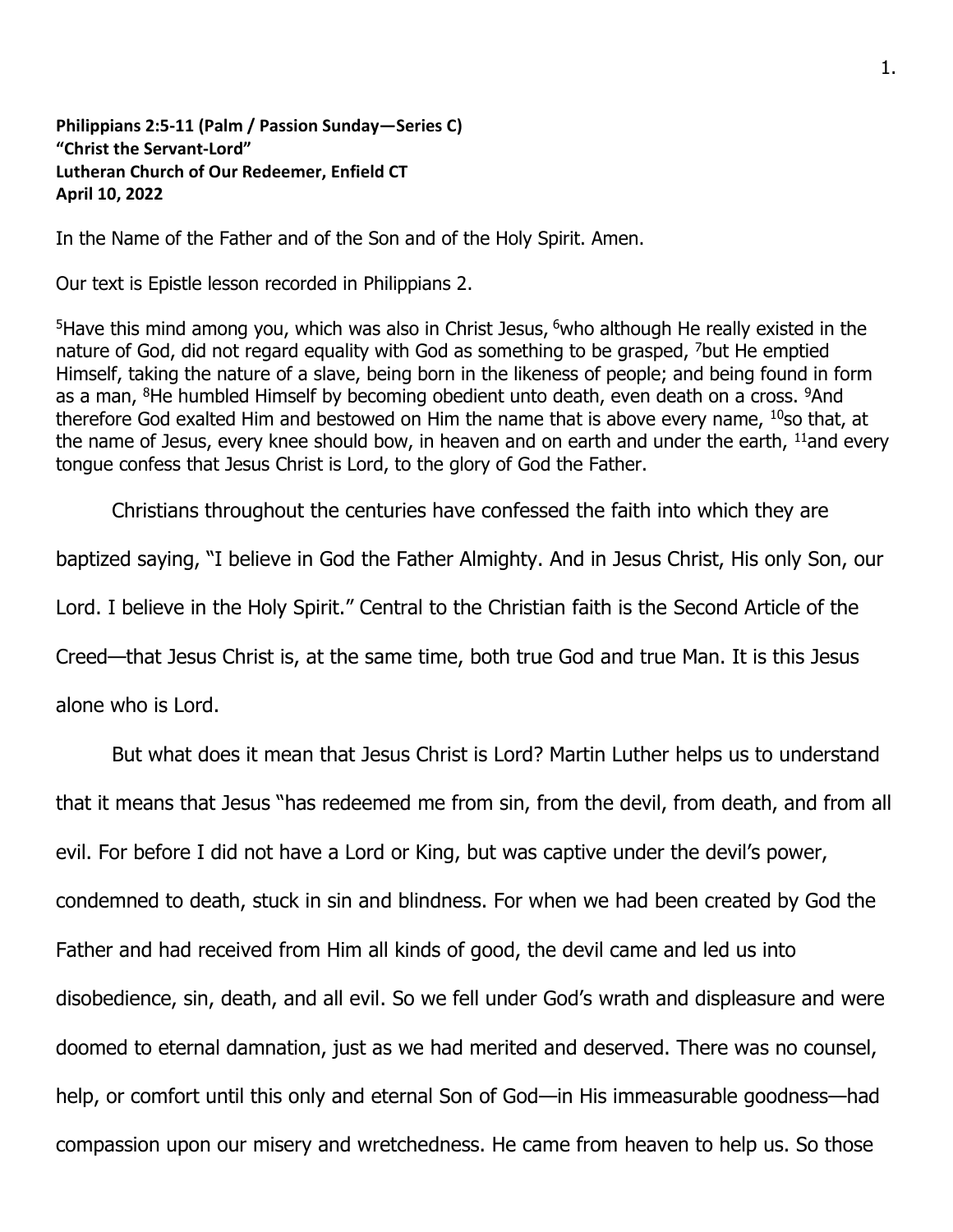**Philippians 2:5-11 (Palm / Passion Sunday—Series C)**
**"Christ the Servant-Lord"**
**Lutheran Church of Our Redeemer, Enfield CT**
**April 10, 2022**

In the Name of the Father and of the Son and of the Holy Spirit. Amen.

Our text is Epistle lesson recorded in Philippians 2.

[5]Have this mind among you, which was also in Christ Jesus, [6]who although He really existed in the nature of God, did not regard equality with God as something to be grasped, [7]but He emptied Himself, taking the nature of a slave, being born in the likeness of people; and being found in form as a man, [8]He humbled Himself by becoming obedient unto death, even death on a cross. [9]And therefore God exalted Him and bestowed on Him the name that is above every name, [10]so that, at the name of Jesus, every knee should bow, in heaven and on earth and under the earth, [11]and every tongue confess that Jesus Christ is Lord, to the glory of God the Father.

Christians throughout the centuries have confessed the faith into which they are baptized saying, "I believe in God the Father Almighty. And in Jesus Christ, His only Son, our Lord. I believe in the Holy Spirit." Central to the Christian faith is the Second Article of the Creed—that Jesus Christ is, at the same time, both true God and true Man. It is this Jesus alone who is Lord.

But what does it mean that Jesus Christ is Lord? Martin Luther helps us to understand that it means that Jesus "has redeemed me from sin, from the devil, from death, and from all evil. For before I did not have a Lord or King, but was captive under the devil's power, condemned to death, stuck in sin and blindness. For when we had been created by God the Father and had received from Him all kinds of good, the devil came and led us into disobedience, sin, death, and all evil. So we fell under God's wrath and displeasure and were doomed to eternal damnation, just as we had merited and deserved. There was no counsel, help, or comfort until this only and eternal Son of God—in His immeasurable goodness—had compassion upon our misery and wretchedness. He came from heaven to help us. So those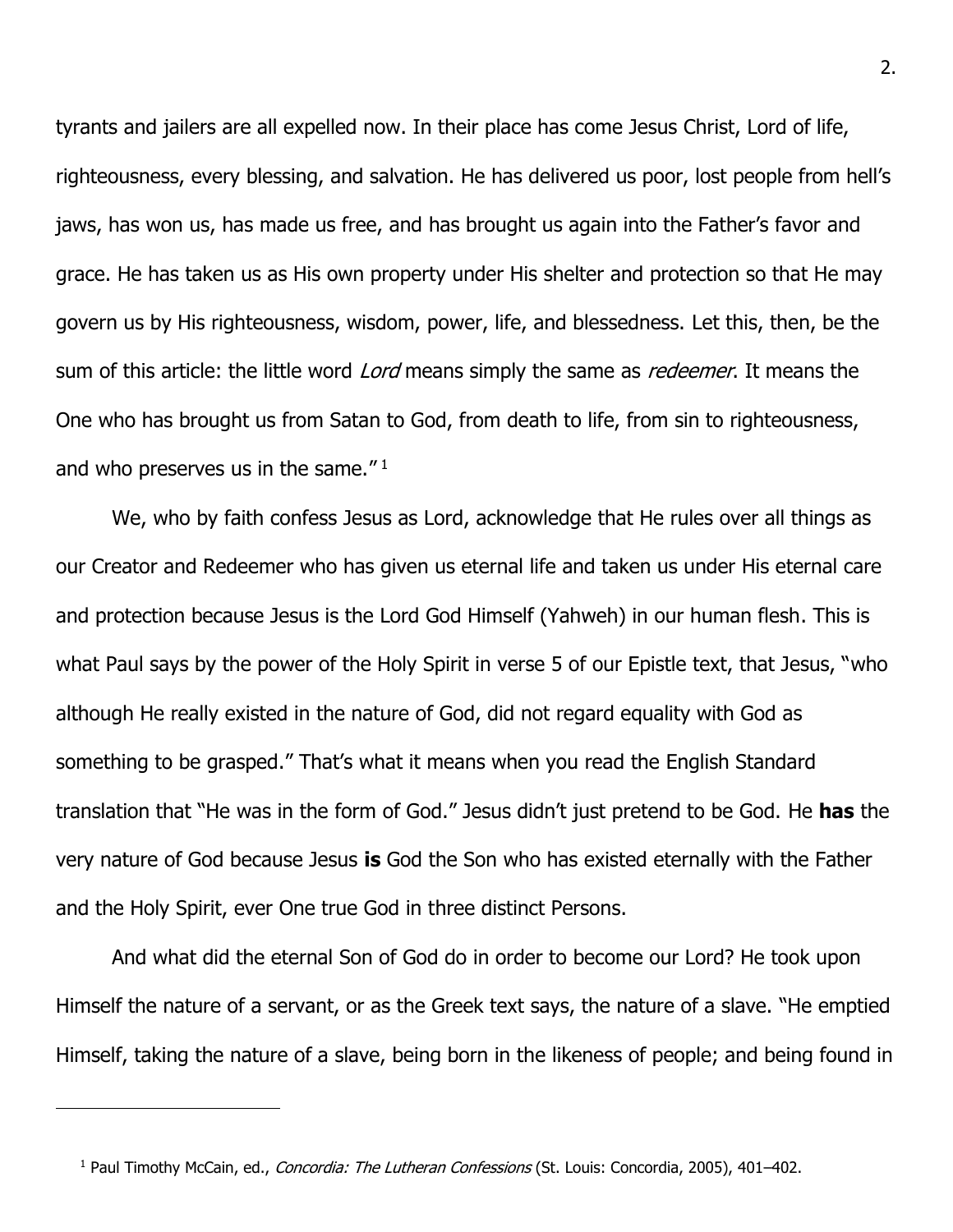tyrants and jailers are all expelled now. In their place has come Jesus Christ, Lord of life, righteousness, every blessing, and salvation. He has delivered us poor, lost people from hell's jaws, has won us, has made us free, and has brought us again into the Father's favor and grace. He has taken us as His own property under His shelter and protection so that He may govern us by His righteousness, wisdom, power, life, and blessedness. Let this, then, be the sum of this article: the little word *Lord* means simply the same as *redeemer*. It means the One who has brought us from Satan to God, from death to life, from sin to righteousness, and who preserves us in the same."[1]

We, who by faith confess Jesus as Lord, acknowledge that He rules over all things as our Creator and Redeemer who has given us eternal life and taken us under His eternal care and protection because Jesus is the Lord God Himself (Yahweh) in our human flesh. This is what Paul says by the power of the Holy Spirit in verse 5 of our Epistle text, that Jesus, "who although He really existed in the nature of God, did not regard equality with God as something to be grasped." That's what it means when you read the English Standard translation that "He was in the form of God." Jesus didn't just pretend to be God. He **has** the very nature of God because Jesus **is** God the Son who has existed eternally with the Father and the Holy Spirit, ever One true God in three distinct Persons.

And what did the eternal Son of God do in order to become our Lord? He took upon Himself the nature of a servant, or as the Greek text says, the nature of a slave. "He emptied Himself, taking the nature of a slave, being born in the likeness of people; and being found in

---

[1] Paul Timothy McCain, ed., *Concordia: The Lutheran Confessions* (St. Louis: Concordia, 2005), 401–402.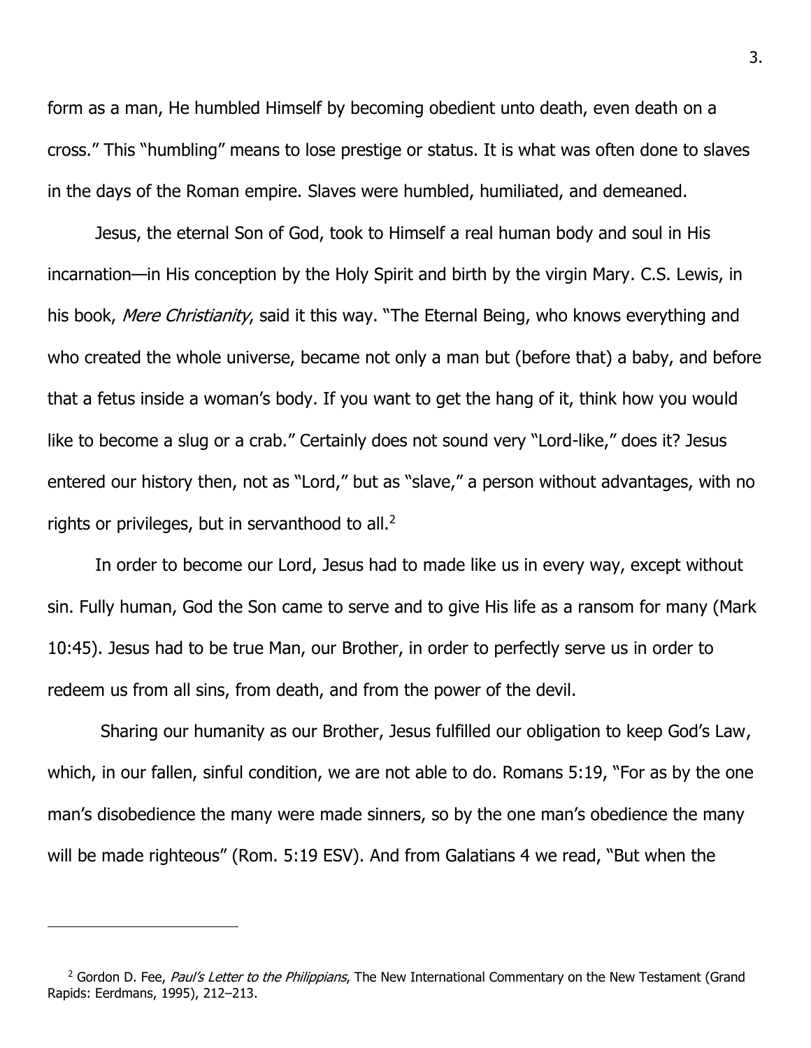form as a man, He humbled Himself by becoming obedient unto death, even death on a cross." This "humbling" means to lose prestige or status. It is what was often done to slaves in the days of the Roman empire. Slaves were humbled, humiliated, and demeaned.

Jesus, the eternal Son of God, took to Himself a real human body and soul in His incarnation—in His conception by the Holy Spirit and birth by the virgin Mary. C.S. Lewis, in his book, *Mere Christianity*, said it this way. "The Eternal Being, who knows everything and who created the whole universe, became not only a man but (before that) a baby, and before that a fetus inside a woman's body. If you want to get the hang of it, think how you would like to become a slug or a crab." Certainly does not sound very "Lord-like," does it? Jesus entered our history then, not as "Lord," but as "slave," a person without advantages, with no rights or privileges, but in servanthood to all.[2]

In order to become our Lord, Jesus had to made like us in every way, except without sin. Fully human, God the Son came to serve and to give His life as a ransom for many (Mark 10:45). Jesus had to be true Man, our Brother, in order to perfectly serve us in order to redeem us from all sins, from death, and from the power of the devil.

Sharing our humanity as our Brother, Jesus fulfilled our obligation to keep God's Law, which, in our fallen, sinful condition, we are not able to do. Romans 5:19, "For as by the one man's disobedience the many were made sinners, so by the one man's obedience the many will be made righteous" (Rom. 5:19 ESV). And from Galatians 4 we read, "But when the

---

[2] Gordon D. Fee, *Paul's Letter to the Philippians*, The New International Commentary on the New Testament (Grand Rapids: Eerdmans, 1995), 212–213.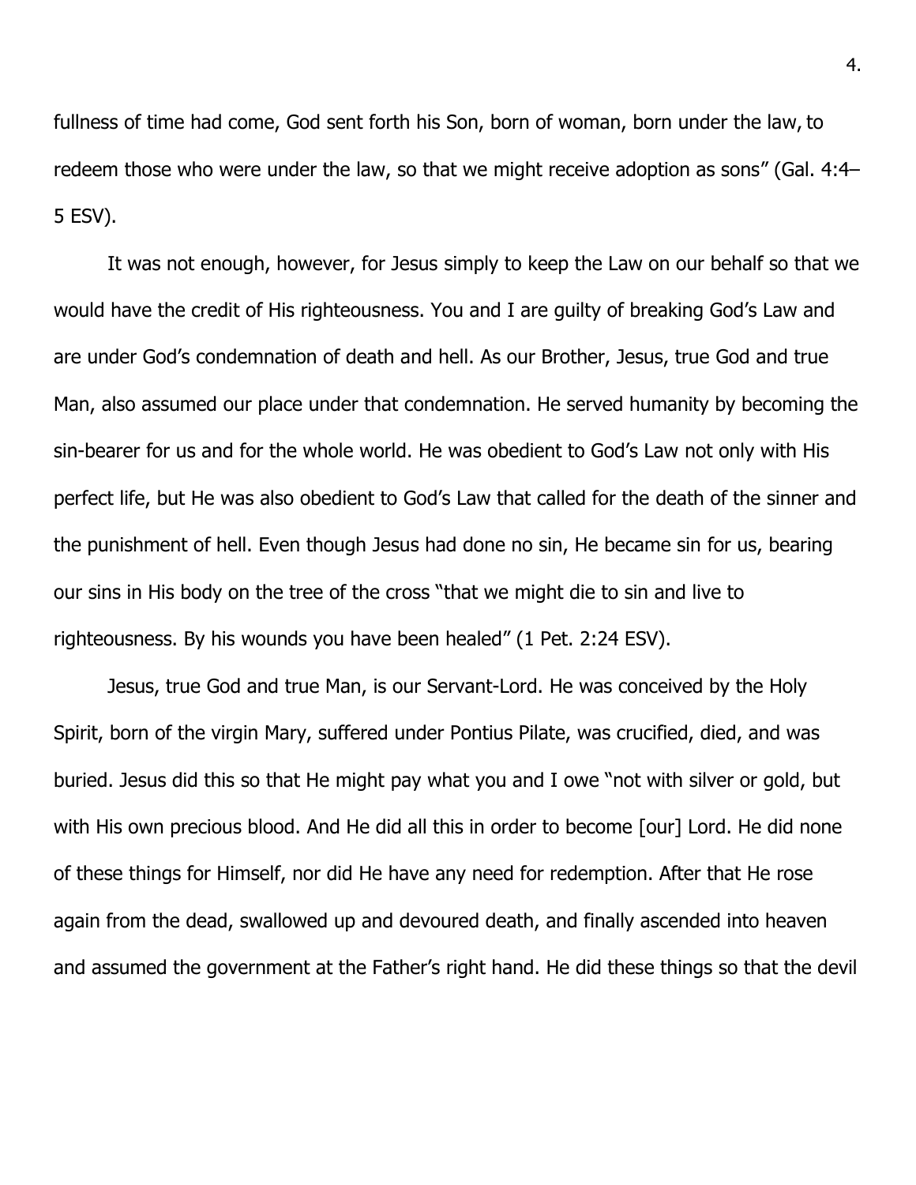fullness of time had come, God sent forth his Son, born of woman, born under the law, to redeem those who were under the law, so that we might receive adoption as sons" (Gal. 4:4–5 ESV).

It was not enough, however, for Jesus simply to keep the Law on our behalf so that we would have the credit of His righteousness. You and I are guilty of breaking God's Law and are under God's condemnation of death and hell. As our Brother, Jesus, true God and true Man, also assumed our place under that condemnation. He served humanity by becoming the sin-bearer for us and for the whole world. He was obedient to God's Law not only with His perfect life, but He was also obedient to God's Law that called for the death of the sinner and the punishment of hell. Even though Jesus had done no sin, He became sin for us, bearing our sins in His body on the tree of the cross "that we might die to sin and live to righteousness. By his wounds you have been healed" (1 Pet. 2:24 ESV).

Jesus, true God and true Man, is our Servant-Lord. He was conceived by the Holy Spirit, born of the virgin Mary, suffered under Pontius Pilate, was crucified, died, and was buried. Jesus did this so that He might pay what you and I owe "not with silver or gold, but with His own precious blood. And He did all this in order to become [our] Lord. He did none of these things for Himself, nor did He have any need for redemption. After that He rose again from the dead, swallowed up and devoured death, and finally ascended into heaven and assumed the government at the Father's right hand. He did these things so that the devil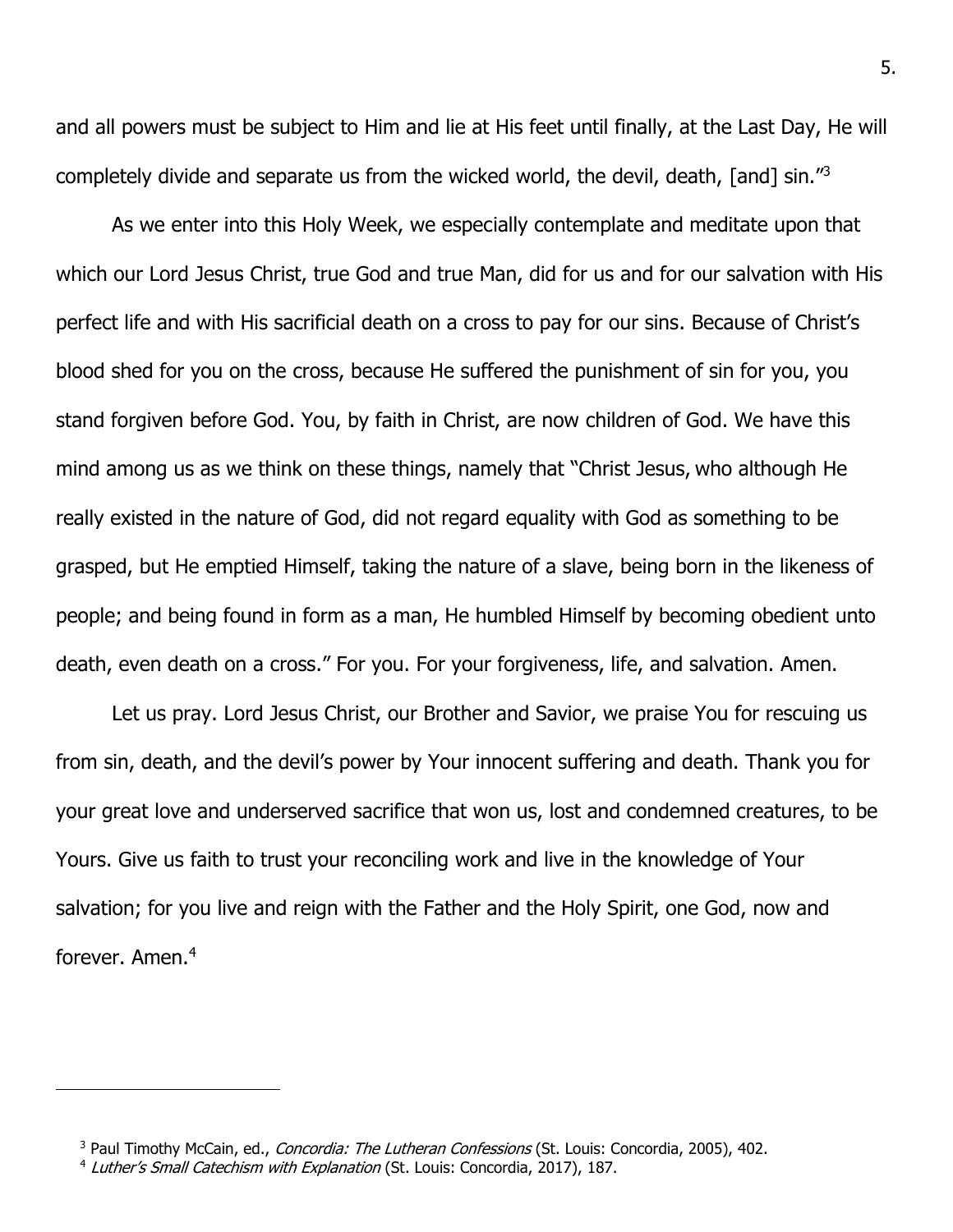and all powers must be subject to Him and lie at His feet until finally, at the Last Day, He will completely divide and separate us from the wicked world, the devil, death, [and] sin."[3]

As we enter into this Holy Week, we especially contemplate and meditate upon that which our Lord Jesus Christ, true God and true Man, did for us and for our salvation with His perfect life and with His sacrificial death on a cross to pay for our sins. Because of Christ's blood shed for you on the cross, because He suffered the punishment of sin for you, you stand forgiven before God. You, by faith in Christ, are now children of God. We have this mind among us as we think on these things, namely that "Christ Jesus, who although He really existed in the nature of God, did not regard equality with God as something to be grasped, but He emptied Himself, taking the nature of a slave, being born in the likeness of people; and being found in form as a man, He humbled Himself by becoming obedient unto death, even death on a cross." For you. For your forgiveness, life, and salvation. Amen.

Let us pray. Lord Jesus Christ, our Brother and Savior, we praise You for rescuing us from sin, death, and the devil's power by Your innocent suffering and death. Thank you for your great love and underserved sacrifice that won us, lost and condemned creatures, to be Yours. Give us faith to trust your reconciling work and live in the knowledge of Your salvation; for you live and reign with the Father and the Holy Spirit, one God, now and forever. Amen.[4]

---

[3] Paul Timothy McCain, ed., *Concordia: The Lutheran Confessions* (St. Louis: Concordia, 2005), 402.

[4] *Luther's Small Catechism with Explanation* (St. Louis: Concordia, 2017), 187.